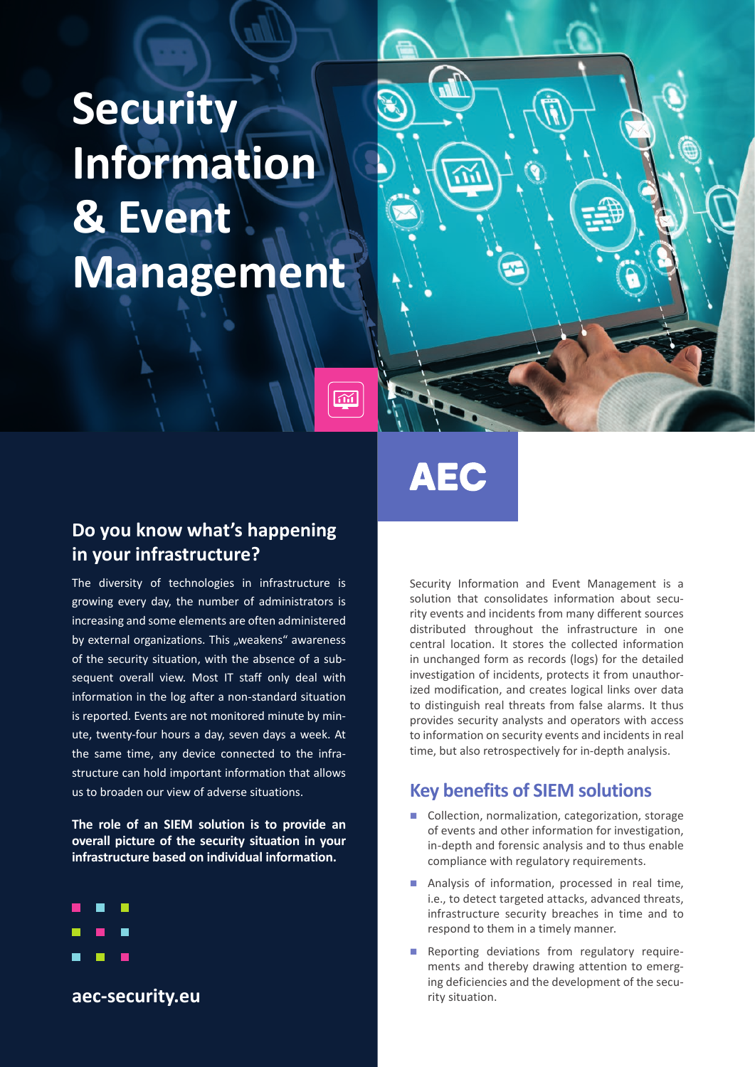# Security Information & Event Management

AEC

## Do you know what's happening in your infrastructure?

The diversity of technologies in infrastructure is growing every day, the number of administrators is increasing and some elements are often administered by external organizations. This „weakens" awareness of the security situation, with the absence of a subsequent overall view. Most IT staff only deal with information in the log after a non-standard situation is reported. Events are not monitored minute by minute, twenty-four hours a day, seven days a week. At the same time, any device connected to the infrastructure can hold important information that allows us to broaden our view of adverse situations.

**The role of an SIEM solution is to provide an overall picture of the security situation in your infrastructure based on individual information.**

**aec-security.eu**

Security Information and Event Management is a solution that consolidates information about security events and incidents from many different sources distributed throughout the infrastructure in one central location. It stores the collected information in unchanged form as records (logs) for the detailed investigation of incidents, protects it from unauthorized modification, and creates logical links over data to distinguish real threats from false alarms. It thus provides security analysts and operators with access to information on security events and incidents in real time, but also retrospectively for in-depth analysis.

## Key benefits of SIEM solutions

- Collection, normalization, categorization, storage of events and other information for investigation, in-depth and forensic analysis and to thus enable compliance with regulatory requirements.
- Analysis of information, processed in real time, i.e., to detect targeted attacks, advanced threats, infrastructure security breaches in time and to respond to them in a timely manner.
- Reporting deviations from regulatory requirements and thereby drawing attention to emerging deficiencies and the development of the security situation.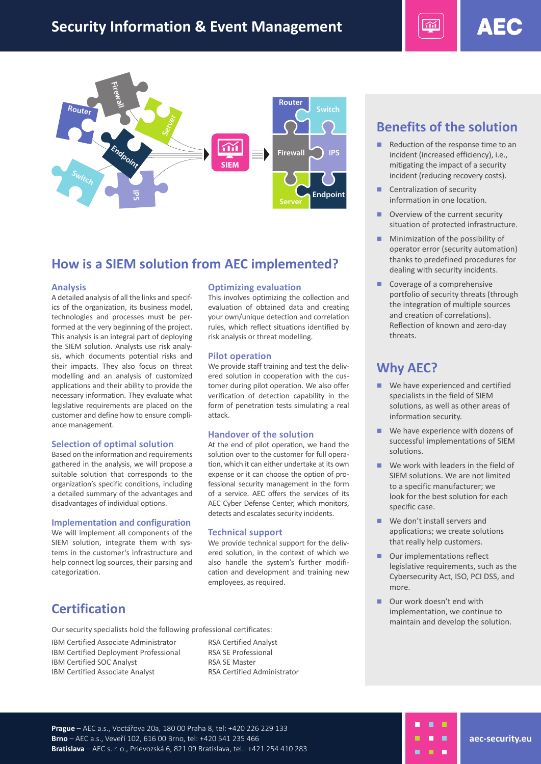# Security Information & Event Management

Router
Firewall
Server
Endpoint
Switch
IPS

SIEM

Router
Switch
Firewall
IPS
Server
Endpoint

## How is a SIEM solution from AEC implemented?

### Analysis

A detailed analysis of all the links and specifics of the organization, its business model, technologies and processes must be performed at the very beginning of the project. This analysis is an integral part of deploying the SIEM solution. Analysts use risk analysis, which documents potential risks and their impacts. They also focus on threat modelling and an analysis of customized applications and their ability to provide the necessary information. They evaluate what legislative requirements are placed on the customer and define how to ensure compliance management.

### Selection of optimal solution

Based on the information and requirements gathered in the analysis, we will propose a suitable solution that corresponds to the organization's specific conditions, including a detailed summary of the advantages and disadvantages of individual options.

### Implementation and configuration

We will implement all components of the SIEM solution, integrate them with systems in the customer's infrastructure and help connect log sources, their parsing and categorization.

### Optimizing evaluation

This involves optimizing the collection and evaluation of obtained data and creating your own/unique detection and correlation rules, which reflect situations identified by risk analysis or threat modelling.

### Pilot operation

We provide staff training and test the delivered solution in cooperation with the customer during pilot operation. We also offer verification of detection capability in the form of penetration tests simulating a real attack.

### Handover of the solution

At the end of pilot operation, we hand the solution over to the customer for full operation, which it can either undertake at its own expense or it can choose the option of professional security management in the form of a service. AEC offers the services of its AEC Cyber Defense Center, which monitors, detects and escalates security incidents.

### Technical support

We provide technical support for the delivered solution, in the context of which we also handle the system's further modification and development and training new employees, as required.

## Certification

Our security specialists hold the following professional certificates:

- IBM Certified Associate Administrator
- IBM Certified Deployment Professional
- IBM Certified SOC Analyst
- IBM Certified Associate Analyst
- RSA Certified Analyst
- RSA SE Professional
- RSA SE Master
- RSA Certified Administrator

## Benefits of the solution

- Reduction of the response time to an incident (increased efficiency), i.e., mitigating the impact of a security incident (reducing recovery costs).
- Centralization of security information in one location.
- Overview of the current security situation of protected infrastructure.
- Minimization of the possibility of operator error (security automation) thanks to predefined procedures for dealing with security incidents.
- Coverage of a comprehensive portfolio of security threats (through the integration of multiple sources and creation of correlations). Reflection of known and zero-day threats.

## Why AEC?

- We have experienced and certified specialists in the field of SIEM solutions, as well as other areas of information security.
- We have experience with dozens of successful implementations of SIEM solutions.
- We work with leaders in the field of SIEM solutions. We are not limited to a specific manufacturer; we look for the best solution for each specific case.
- We don't install servers and applications; we create solutions that really help customers.
- Our implementations reflect legislative requirements, such as the Cybersecurity Act, ISO, PCI DSS, and more.
- Our work doesn't end with implementation, we continue to maintain and develop the solution.

**Prague** – AEC a.s., Voctářova 20a, 180 00 Praha 8, tel: +420 226 229 133
**Brno** – AEC a.s., Veveří 102, 616 00 Brno, tel: +420 541 235 466
**Bratislava** – AEC s. r. o., Prievozská 6, 821 09 Bratislava, tel.: +421 254 410 283

aec-security.eu